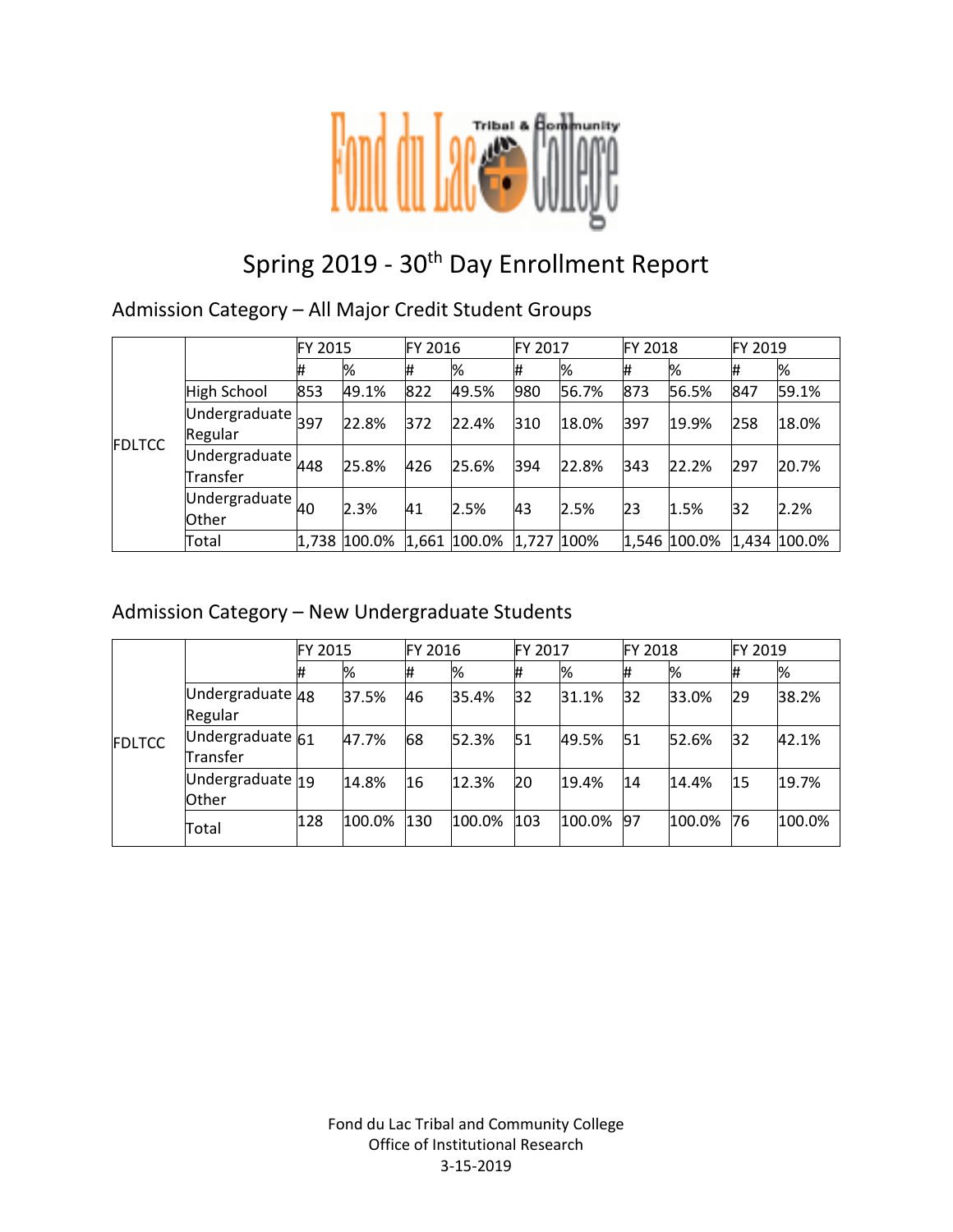# Spring 2019 - 30th Day Enrollment Report

## Admission Category – All Major Credit Student Groups

| | | FY 2015 | | FY 2016 | | FY 2017 | | FY 2018 | | FY 2019 | |
|---|---|---|---|---|---|---|---|---|---|---|---|
| | | # | % | # | % | # | % | # | % | # | % |
| FDLTCC | High School | 853 | 49.1% | 822 | 49.5% | 980 | 56.7% | 873 | 56.5% | 847 | 59.1% |
| | Undergraduate Regular | 397 | 22.8% | 372 | 22.4% | 310 | 18.0% | 397 | 19.9% | 258 | 18.0% |
| | Undergraduate Transfer | 448 | 25.8% | 426 | 25.6% | 394 | 22.8% | 343 | 22.2% | 297 | 20.7% |
| | Undergraduate Other | 40 | 2.3% | 41 | 2.5% | 43 | 2.5% | 23 | 1.5% | 32 | 2.2% |
| | Total | 1,738 | 100.0% | 1,661 | 100.0% | 1,727 | 100% | 1,546 | 100.0% | 1,434 | 100.0% |

## Admission Category – New Undergraduate Students

| | | FY 2015 | | FY 2016 | | FY 2017 | | FY 2018 | | FY 2019 | |
|---|---|---|---|---|---|---|---|---|---|---|---|
| | | # | % | # | % | # | % | # | % | # | % |
| FDLTCC | Undergraduate Regular | 48 | 37.5% | 46 | 35.4% | 32 | 31.1% | 32 | 33.0% | 29 | 38.2% |
| | Undergraduate Transfer | 61 | 47.7% | 68 | 52.3% | 51 | 49.5% | 51 | 52.6% | 32 | 42.1% |
| | Undergraduate Other | 19 | 14.8% | 16 | 12.3% | 20 | 19.4% | 14 | 14.4% | 15 | 19.7% |
| | Total | 128 | 100.0% | 130 | 100.0% | 103 | 100.0% | 97 | 100.0% | 76 | 100.0% |

Fond du Lac Tribal and Community College
Office of Institutional Research
3-15-2019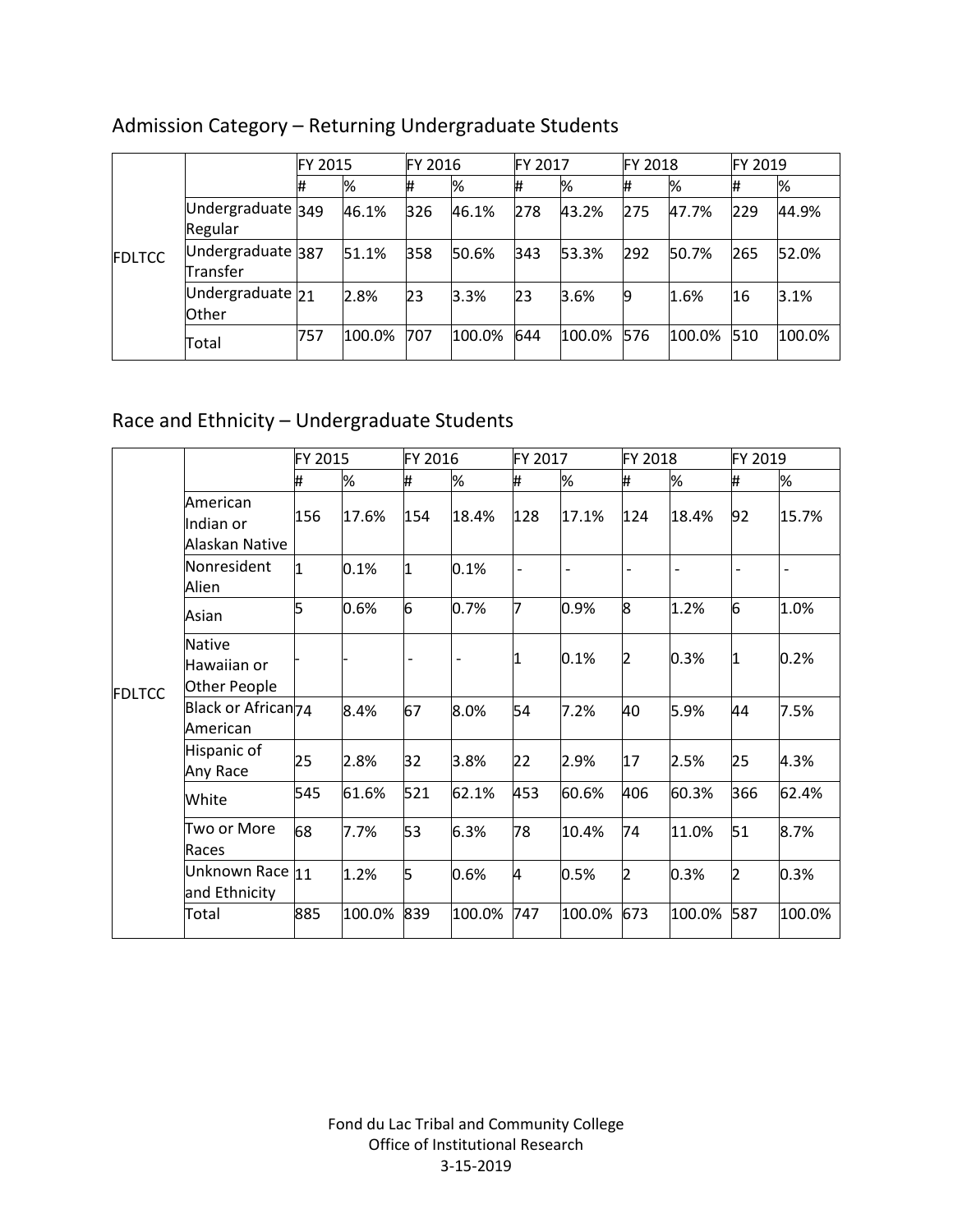## Admission Category – Returning Undergraduate Students

| | | FY 2015 | | FY 2016 | | FY 2017 | | FY 2018 | | FY 2019 | |
|---|---|---|---|---|---|---|---|---|---|---|---|
| | | # | % | # | % | # | % | # | % | # | % |
| FDLTCC | Undergraduate Regular | 349 | 46.1% | 326 | 46.1% | 278 | 43.2% | 275 | 47.7% | 229 | 44.9% |
| | Undergraduate Transfer | 387 | 51.1% | 358 | 50.6% | 343 | 53.3% | 292 | 50.7% | 265 | 52.0% |
| | Undergraduate Other | 21 | 2.8% | 23 | 3.3% | 23 | 3.6% | 9 | 1.6% | 16 | 3.1% |
| | Total | 757 | 100.0% | 707 | 100.0% | 644 | 100.0% | 576 | 100.0% | 510 | 100.0% |

## Race and Ethnicity – Undergraduate Students

| | | FY 2015 | | FY 2016 | | FY 2017 | | FY 2018 | | FY 2019 | |
|---|---|---|---|---|---|---|---|---|---|---|---|
| | | # | % | # | % | # | % | # | % | # | % |
| FDLTCC | American Indian or Alaskan Native | 156 | 17.6% | 154 | 18.4% | 128 | 17.1% | 124 | 18.4% | 92 | 15.7% |
| | Nonresident Alien | 1 | 0.1% | 1 | 0.1% | - | - | - | - | - | - |
| | Asian | 5 | 0.6% | 6 | 0.7% | 7 | 0.9% | 8 | 1.2% | 6 | 1.0% |
| | Native Hawaiian or Other People | - | - | - | - | 1 | 0.1% | 2 | 0.3% | 1 | 0.2% |
| | Black or African American | 74 | 8.4% | 67 | 8.0% | 54 | 7.2% | 40 | 5.9% | 44 | 7.5% |
| | Hispanic of Any Race | 25 | 2.8% | 32 | 3.8% | 22 | 2.9% | 17 | 2.5% | 25 | 4.3% |
| | White | 545 | 61.6% | 521 | 62.1% | 453 | 60.6% | 406 | 60.3% | 366 | 62.4% |
| | Two or More Races | 68 | 7.7% | 53 | 6.3% | 78 | 10.4% | 74 | 11.0% | 51 | 8.7% |
| | Unknown Race and Ethnicity | 11 | 1.2% | 5 | 0.6% | 4 | 0.5% | 2 | 0.3% | 2 | 0.3% |
| | Total | 885 | 100.0% | 839 | 100.0% | 747 | 100.0% | 673 | 100.0% | 587 | 100.0% |

Fond du Lac Tribal and Community College
Office of Institutional Research
3-15-2019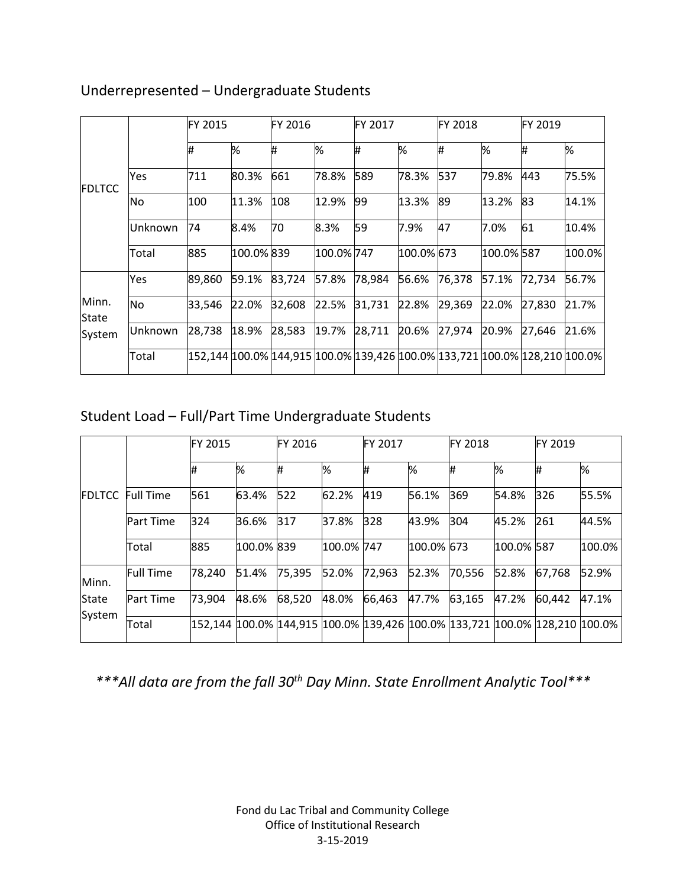## Underrepresented – Undergraduate Students

| | | FY 2015 | | FY 2016 | | FY 2017 | | FY 2018 | | FY 2019 | |
|---|---|---|---|---|---|---|---|---|---|---|---|
| | | # | % | # | % | # | % | # | % | # | % |
| FDLTCC | Yes | 711 | 80.3% | 661 | 78.8% | 589 | 78.3% | 537 | 79.8% | 443 | 75.5% |
| | No | 100 | 11.3% | 108 | 12.9% | 99 | 13.3% | 89 | 13.2% | 83 | 14.1% |
| | Unknown | 74 | 8.4% | 70 | 8.3% | 59 | 7.9% | 47 | 7.0% | 61 | 10.4% |
| | Total | 885 | 100.0% | 839 | 100.0% | 747 | 100.0% | 673 | 100.0% | 587 | 100.0% |
| Minn. State System | Yes | 89,860 | 59.1% | 83,724 | 57.8% | 78,984 | 56.6% | 76,378 | 57.1% | 72,734 | 56.7% |
| | No | 33,546 | 22.0% | 32,608 | 22.5% | 31,731 | 22.8% | 29,369 | 22.0% | 27,830 | 21.7% |
| | Unknown | 28,738 | 18.9% | 28,583 | 19.7% | 28,711 | 20.6% | 27,974 | 20.9% | 27,646 | 21.6% |
| | Total | 152,144 | 100.0% | 144,915 | 100.0% | 139,426 | 100.0% | 133,721 | 100.0% | 128,210 | 100.0% |

## Student Load – Full/Part Time Undergraduate Students

| | | FY 2015 | | FY 2016 | | FY 2017 | | FY 2018 | | FY 2019 | |
|---|---|---|---|---|---|---|---|---|---|---|---|
| | | # | % | # | % | # | % | # | % | # | % |
| FDLTCC | Full Time | 561 | 63.4% | 522 | 62.2% | 419 | 56.1% | 369 | 54.8% | 326 | 55.5% |
| | Part Time | 324 | 36.6% | 317 | 37.8% | 328 | 43.9% | 304 | 45.2% | 261 | 44.5% |
| | Total | 885 | 100.0% | 839 | 100.0% | 747 | 100.0% | 673 | 100.0% | 587 | 100.0% |
| Minn. State System | Full Time | 78,240 | 51.4% | 75,395 | 52.0% | 72,963 | 52.3% | 70,556 | 52.8% | 67,768 | 52.9% |
| | Part Time | 73,904 | 48.6% | 68,520 | 48.0% | 66,463 | 47.7% | 63,165 | 47.2% | 60,442 | 47.1% |
| | Total | 152,144 | 100.0% | 144,915 | 100.0% | 139,426 | 100.0% | 133,721 | 100.0% | 128,210 | 100.0% |

****All data are from the fall 30th Day Minn. State Enrollment Analytic Tool****

Fond du Lac Tribal and Community College
Office of Institutional Research
3-15-2019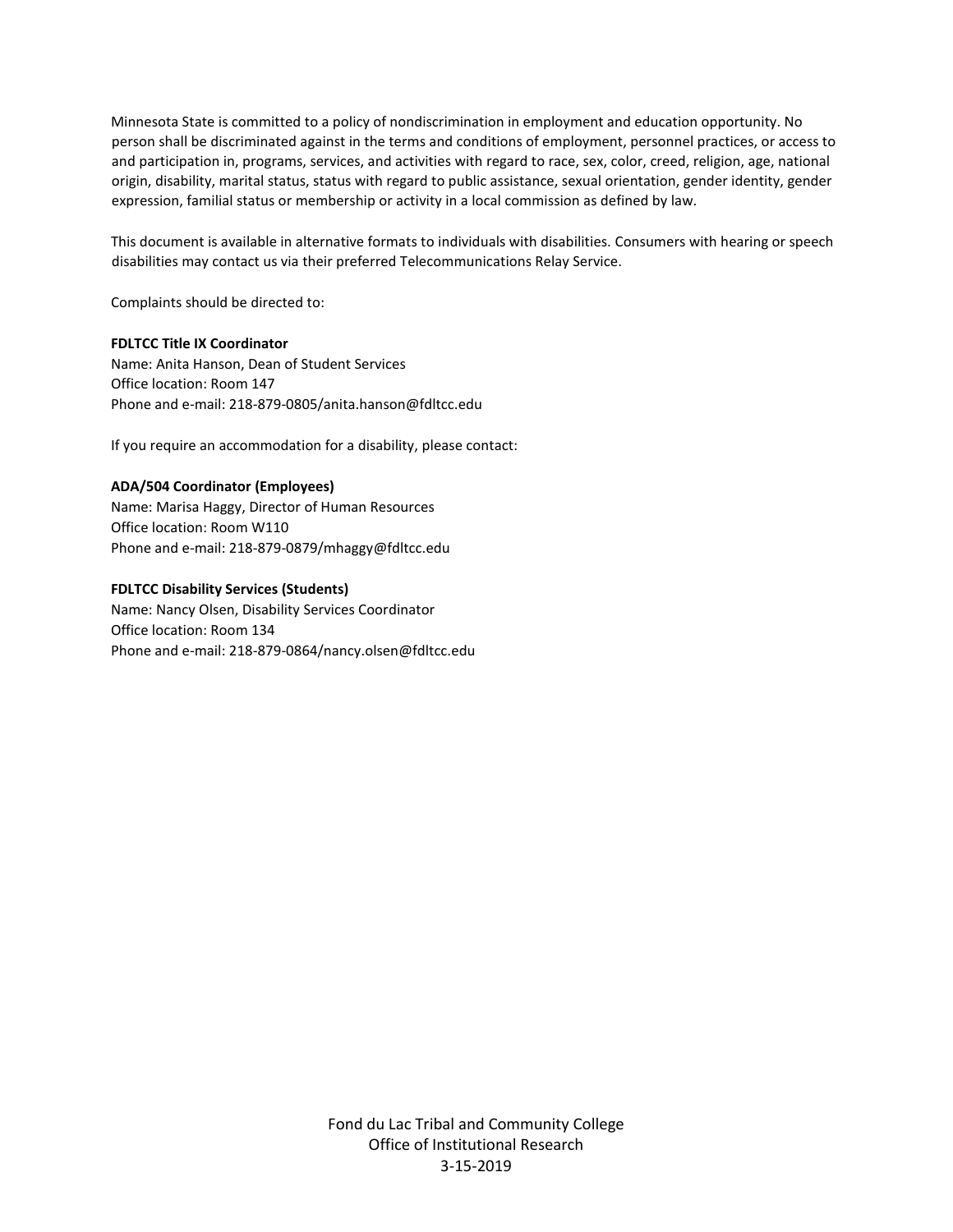Minnesota State is committed to a policy of nondiscrimination in employment and education opportunity. No person shall be discriminated against in the terms and conditions of employment, personnel practices, or access to and participation in, programs, services, and activities with regard to race, sex, color, creed, religion, age, national origin, disability, marital status, status with regard to public assistance, sexual orientation, gender identity, gender expression, familial status or membership or activity in a local commission as defined by law.

This document is available in alternative formats to individuals with disabilities. Consumers with hearing or speech disabilities may contact us via their preferred Telecommunications Relay Service.

Complaints should be directed to:

**FDLTCC Title IX Coordinator**
Name: Anita Hanson, Dean of Student Services
Office location: Room 147
Phone and e-mail: 218-879-0805/anita.hanson@fdltcc.edu

If you require an accommodation for a disability, please contact:

**ADA/504 Coordinator (Employees)**
Name: Marisa Haggy, Director of Human Resources
Office location: Room W110
Phone and e-mail: 218-879-0879/mhaggy@fdltcc.edu

**FDLTCC Disability Services (Students)**
Name: Nancy Olsen, Disability Services Coordinator
Office location: Room 134
Phone and e-mail: 218-879-0864/nancy.olsen@fdltcc.edu

Fond du Lac Tribal and Community College
Office of Institutional Research
3-15-2019